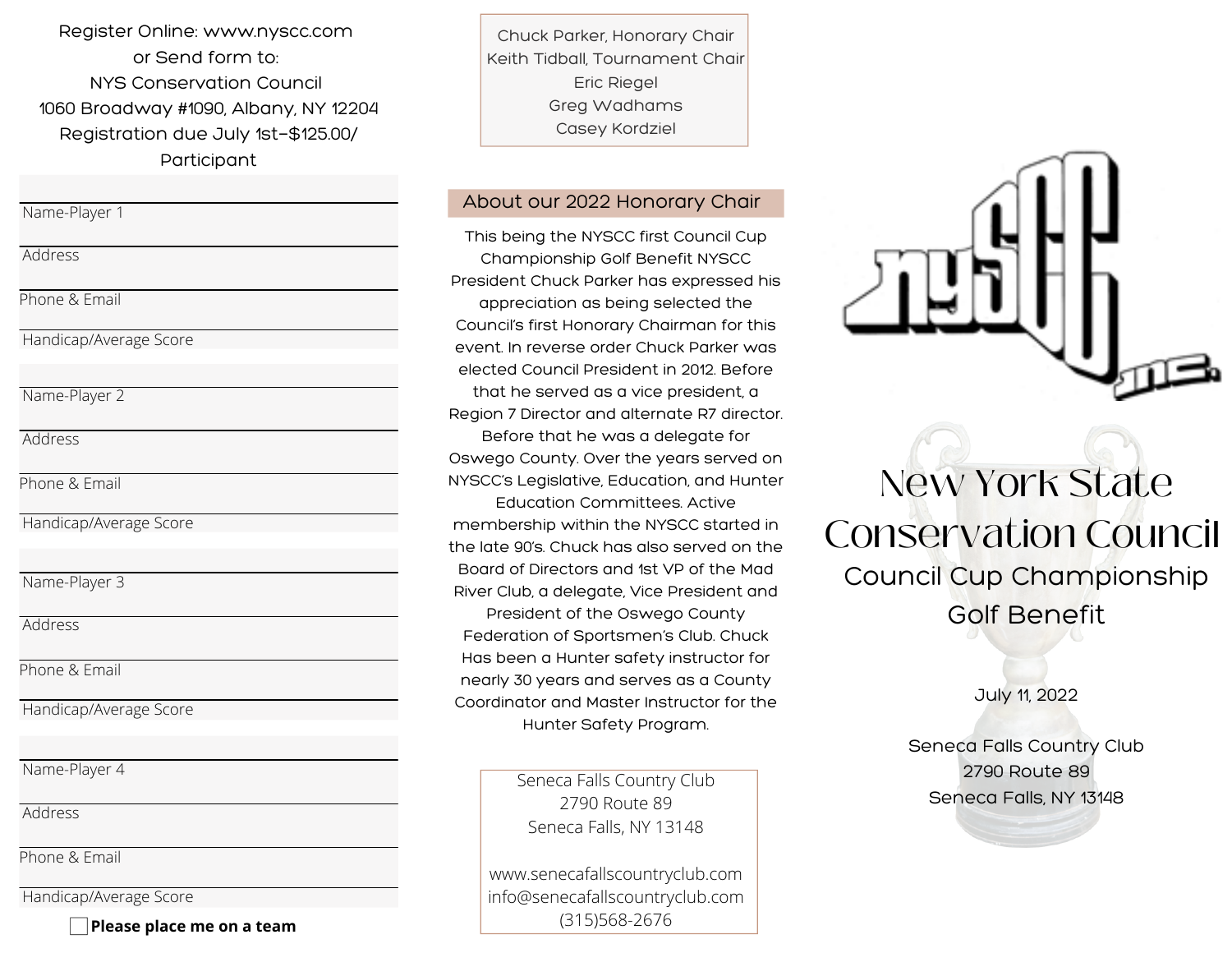Register Online: www.nyscc.com
or Send form to:
NYS Conservation Council
1060 Broadway #1090, Albany, NY 12204
Registration due July 1st–$125.00/ Participant

Name-Player 1

Address

Phone & Email

Handicap/Average Score

Name-Player 2

Address

Phone & Email

Handicap/Average Score

Name-Player 3

Address

Phone & Email

Handicap/Average Score

Name-Player 4

Address

Phone & Email

Handicap/Average Score

☐ **Please place me on a team**

Chuck Parker, Honorary Chair
Keith Tidball, Tournament Chair
Eric Riegel
Greg Wadhams
Casey Kordziel

## About our 2022 Honorary Chair

This being the NYSCC first Council Cup Championship Golf Benefit NYSCC President Chuck Parker has expressed his appreciation as being selected the Council's first Honorary Chairman for this event. In reverse order Chuck Parker was elected Council President in 2012. Before that he served as a vice president, a Region 7 Director and alternate R7 director. Before that he was a delegate for Oswego County. Over the years served on NYSCC's Legislative, Education, and Hunter Education Committees. Active membership within the NYSCC started in the late 90's. Chuck has also served on the Board of Directors and 1st VP of the Mad River Club, a delegate, Vice President and President of the Oswego County Federation of Sportsmen's Club. Chuck Has been a Hunter safety instructor for nearly 30 years and serves as a County Coordinator and Master Instructor for the Hunter Safety Program.

Seneca Falls Country Club
2790 Route 89
Seneca Falls, NY 13148

www.senecafallscountryclub.com
info@senecafallscountryclub.com
(315)568-2676

nySCC inc.

# New York State Conservation Council

## Council Cup Championship Golf Benefit

July 11, 2022

Seneca Falls Country Club
2790 Route 89
Seneca Falls, NY 13148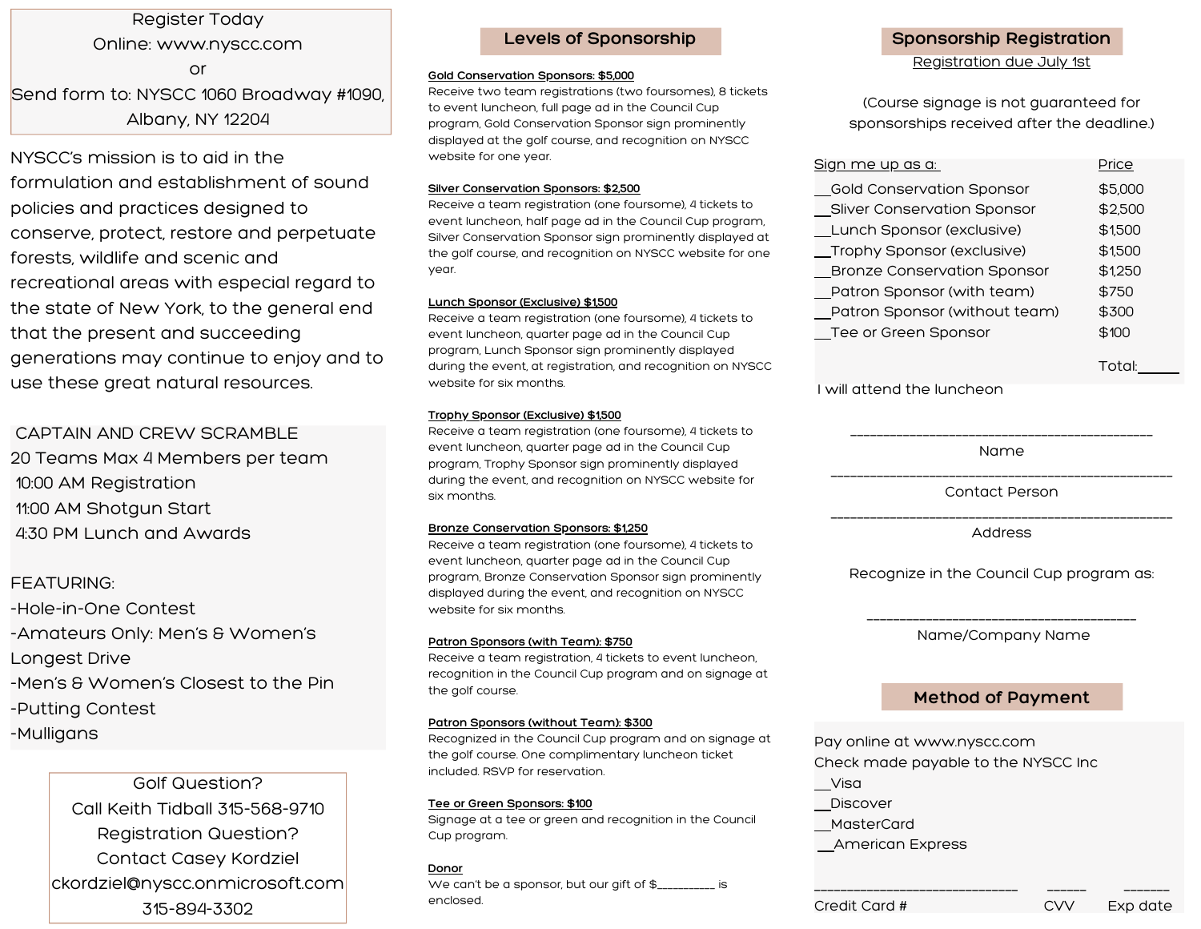Register Today
Online: www.nyscc.com
or
Send form to: NYSCC 1060 Broadway #1090, Albany, NY 12204

NYSCC's mission is to aid in the formulation and establishment of sound policies and practices designed to conserve, protect, restore and perpetuate forests, wildlife and scenic and recreational areas with especial regard to the state of New York, to the general end that the present and succeeding generations may continue to enjoy and to use these great natural resources.

CAPTAIN AND CREW SCRAMBLE
20 Teams Max 4 Members per team
10:00 AM Registration
11:00 AM Shotgun Start
4:30 PM Lunch and Awards

FEATURING:
- Hole-in-One Contest
- Amateurs Only: Men's & Women's Longest Drive
- Men's & Women's Closest to the Pin
- Putting Contest
- Mulligans

Golf Question?
Call Keith Tidball 315-568-9710
Registration Question?
Contact Casey Kordziel
ckordziel@nyscc.onmicrosoft.com
315-894-3302

## Levels of Sponsorship

**Gold Conservation Sponsors: $5,000**
Receive two team registrations (two foursomes), 8 tickets to event luncheon, full page ad in the Council Cup program, Gold Conservation Sponsor sign prominently displayed at the golf course, and recognition on NYSCC website for one year.

**Silver Conservation Sponsors: $2,500**
Receive a team registration (one foursome), 4 tickets to event luncheon, half page ad in the Council Cup program, Silver Conservation Sponsor sign prominently displayed at the golf course, and recognition on NYSCC website for one year.

**Lunch Sponsor (Exclusive) $1,500**
Receive a team registration (one foursome), 4 tickets to event luncheon, quarter page ad in the Council Cup program, Lunch Sponsor sign prominently displayed during the event, at registration, and recognition on NYSCC website for six months.

**Trophy Sponsor (Exclusive) $1,500**
Receive a team registration (one foursome), 4 tickets to event luncheon, quarter page ad in the Council Cup program, Trophy Sponsor sign prominently displayed during the event, and recognition on NYSCC website for six months.

**Bronze Conservation Sponsors: $1,250**
Receive a team registration (one foursome), 4 tickets to event luncheon, quarter page ad in the Council Cup program, Bronze Conservation Sponsor sign prominently displayed during the event, and recognition on NYSCC website for six months.

**Patron Sponsors (with Team): $750**
Receive a team registration, 4 tickets to event luncheon, recognition in the Council Cup program and on signage at the golf course.

**Patron Sponsors (without Team): $300**
Recognized in the Council Cup program and on signage at the golf course. One complimentary luncheon ticket included. RSVP for reservation.

**Tee or Green Sponsors: $100**
Signage at a tee or green and recognition in the Council Cup program.

**Donor**
We can't be a sponsor, but our gift of $_________ is enclosed.

## Sponsorship Registration

Registration due July 1st

(Course signage is not guaranteed for sponsorships received after the deadline.)

| Sign me up as a: | Price |
|---|---|
| __Gold Conservation Sponsor | $5,000 |
| __Sliver Conservation Sponsor | $2,500 |
| __Lunch Sponsor (exclusive) | $1,500 |
| __Trophy Sponsor (exclusive) | $1,500 |
| __Bronze Conservation Sponsor | $1,250 |
| __Patron Sponsor (with team) | $750 |
| __Patron Sponsor (without team) | $300 |
| __Tee or Green Sponsor | $100 |
| | Total:_____ |

I will attend the luncheon

_______________________________________
Name

_______________________________________
Contact Person

_______________________________________
Address

Recognize in the Council Cup program as:

_______________________________________
Name/Company Name

## Method of Payment

Pay online at www.nyscc.com
Check made payable to the NYSCC Inc
__Visa
__Discover
__MasterCard
__American Express

__________________________ ______ _______
Credit Card # CVV Exp date